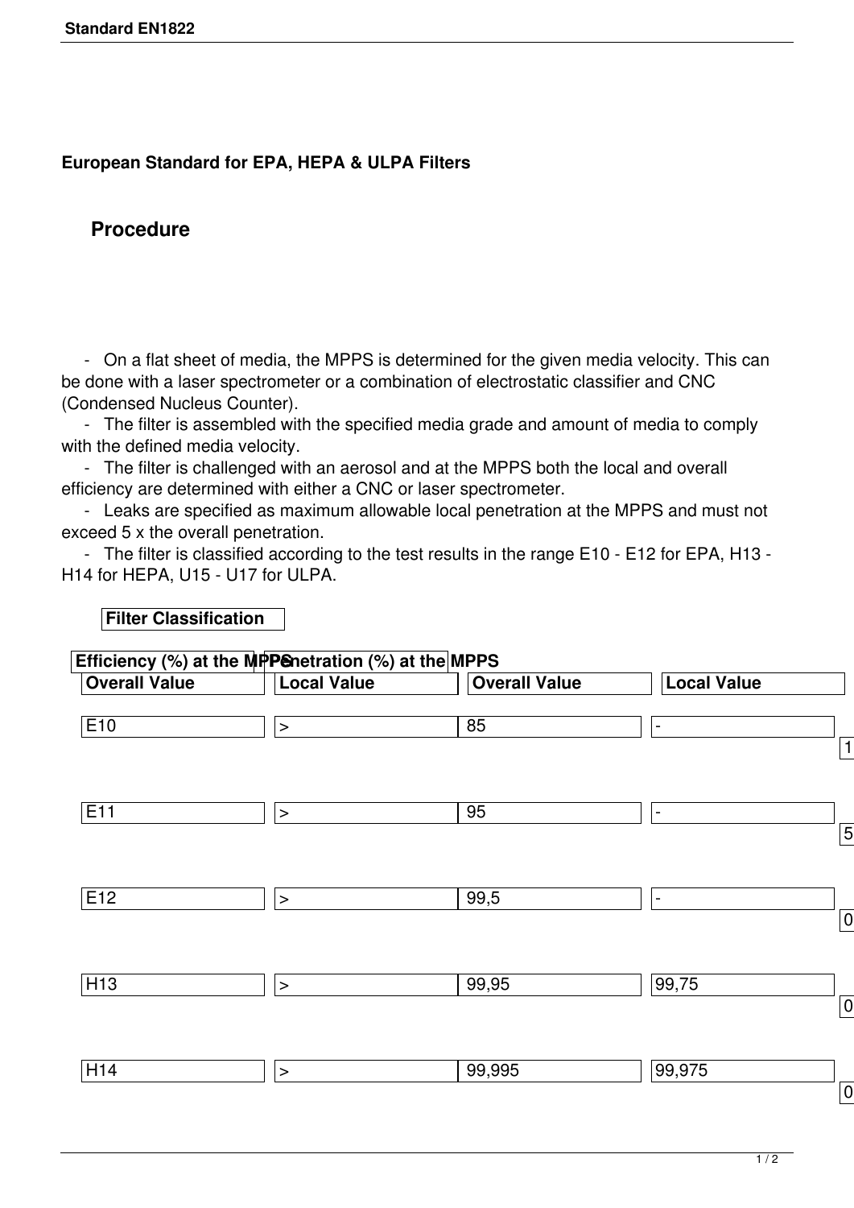**European Standard for EPA, HEPA & ULPA Filters**

## Procedure

- On a flat sheet of media, the MPPS is determined for the given media velocity. This can be done with a laser spectrometer or a combination of electrostatic classifier and CNC (Condensed Nucleus Counter).
- The filter is assembled with the specified media grade and amount of media to comply with the defined media velocity.
- The filter is challenged with an aerosol and at the MPPS both the local and overall efficiency are determined with either a CNC or laser spectrometer.
- Leaks are specified as maximum allowable local penetration at the MPPS and must not exceed 5 x the overall penetration.
- The filter is classified according to the test results in the range E10 - E12 for EPA, H13 - H14 for HEPA, U15 - U17 for ULPA.

**Filter Classification**

| Efficiency (%) at the MPPS | | Penetration (%) at the MPPS | | |
|---|---|---|---|---|
| Overall Value | Local Value | Overall Value | Local Value | |
| E10 | > | 85 | - | 1 |
| E11 | > | 95 | - | 5 |
| E12 | > | 99,5 | - | 0 |
| H13 | > | 99,95 | 99,75 | 0 |
| H14 | > | 99,995 | 99,975 | 0 |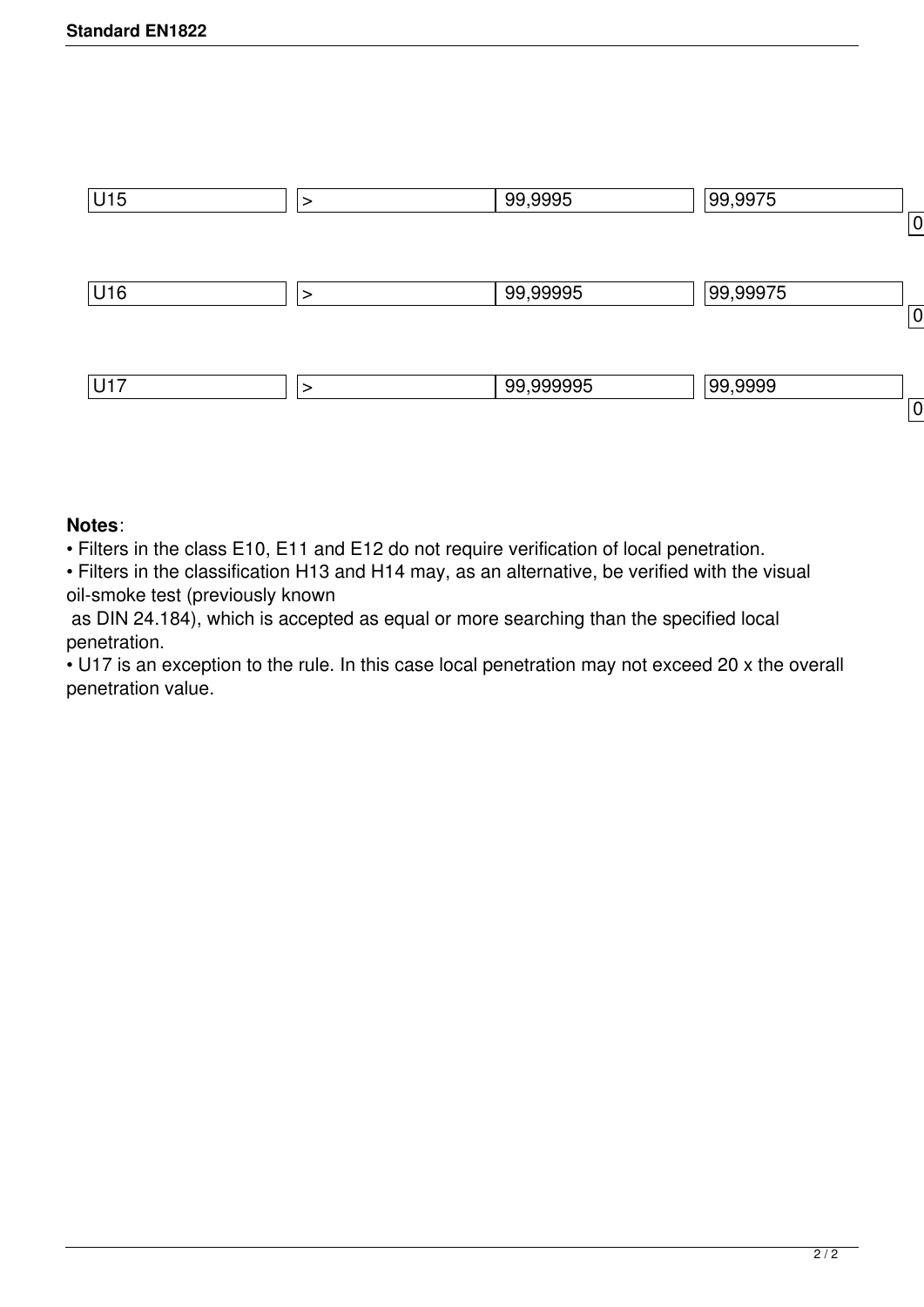| | | | | |
|---|---|---|---|---|
| U15 | > | 99,9995 | 99,9975 | 0 |
| U16 | > | 99,99995 | 99,99975 | 0 |
| U17 | > | 99,999995 | 99,9999 | 0 |

**Notes**:

- Filters in the class E10, E11 and E12 do not require verification of local penetration.
- Filters in the classification H13 and H14 may, as an alternative, be verified with the visual oil-smoke test (previously known as DIN 24.184), which is accepted as equal or more searching than the specified local penetration.
- U17 is an exception to the rule. In this case local penetration may not exceed 20 x the overall penetration value.